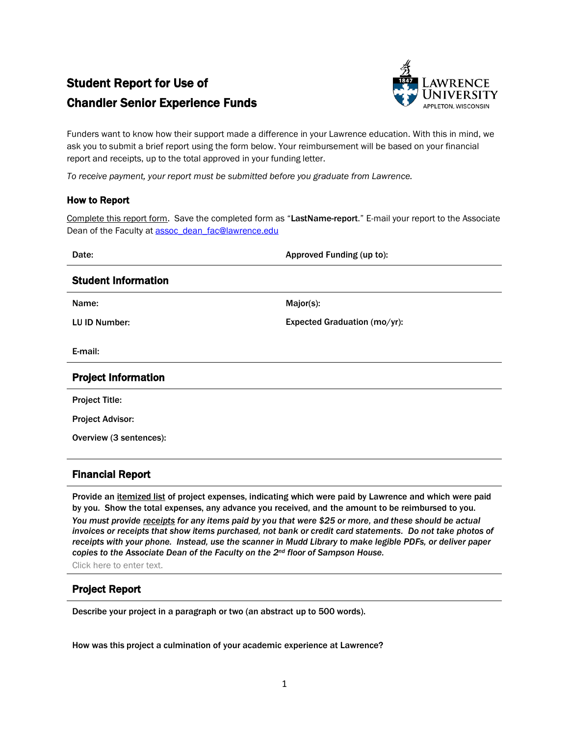# Student Report for Use of Chandler Senior Experience Funds

LAWRENCE UNIVERSITY
APPLETON, WISCONSIN

Funders want to know how their support made a difference in your Lawrence education. With this in mind, we ask you to submit a brief report using the form below. Your reimbursement will be based on your financial report and receipts, up to the total approved in your funding letter.

*To receive payment, your report must be submitted before you graduate from Lawrence.*

### How to Report

Complete this report form. Save the completed form as "**LastName-report**." E-mail your report to the Associate Dean of the Faculty at assoc_dean_fac@lawrence.edu

**Date:**

**Approved Funding (up to):**

## Student Information

**Name:**

**Major(s):**

**LU ID Number:**

**Expected Graduation (mo/yr):**

**E-mail:**

## Project Information

**Project Title:**

**Project Advisor:**

**Overview (3 sentences):**

## Financial Report

**Provide an itemized list of project expenses, indicating which were paid by Lawrence and which were paid by you. Show the total expenses, any advance you received, and the amount to be reimbursed to you.**
***You must provide receipts for any items paid by you that were $25 or more, and these should be actual invoices or receipts that show items purchased, not bank or credit card statements. Do not take photos of receipts with your phone. Instead, use the scanner in Mudd Library to make legible PDFs, or deliver paper copies to the Associate Dean of the Faculty on the 2nd floor of Sampson House.***

Click here to enter text.

## Project Report

**Describe your project in a paragraph or two (an abstract up to 500 words).**

**How was this project a culmination of your academic experience at Lawrence?**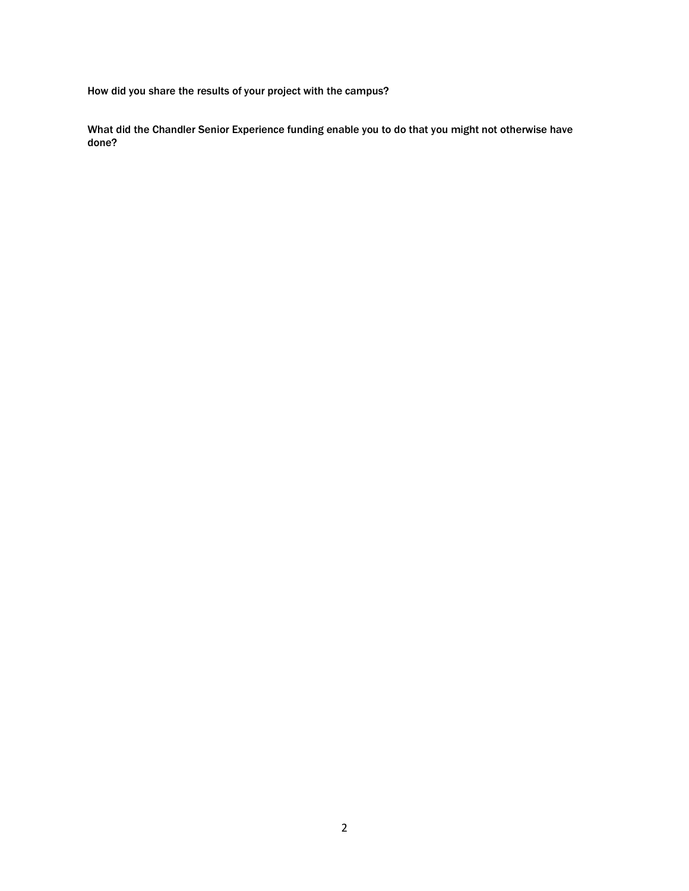**How did you share the results of your project with the campus?**

**What did the Chandler Senior Experience funding enable you to do that you might not otherwise have done?**